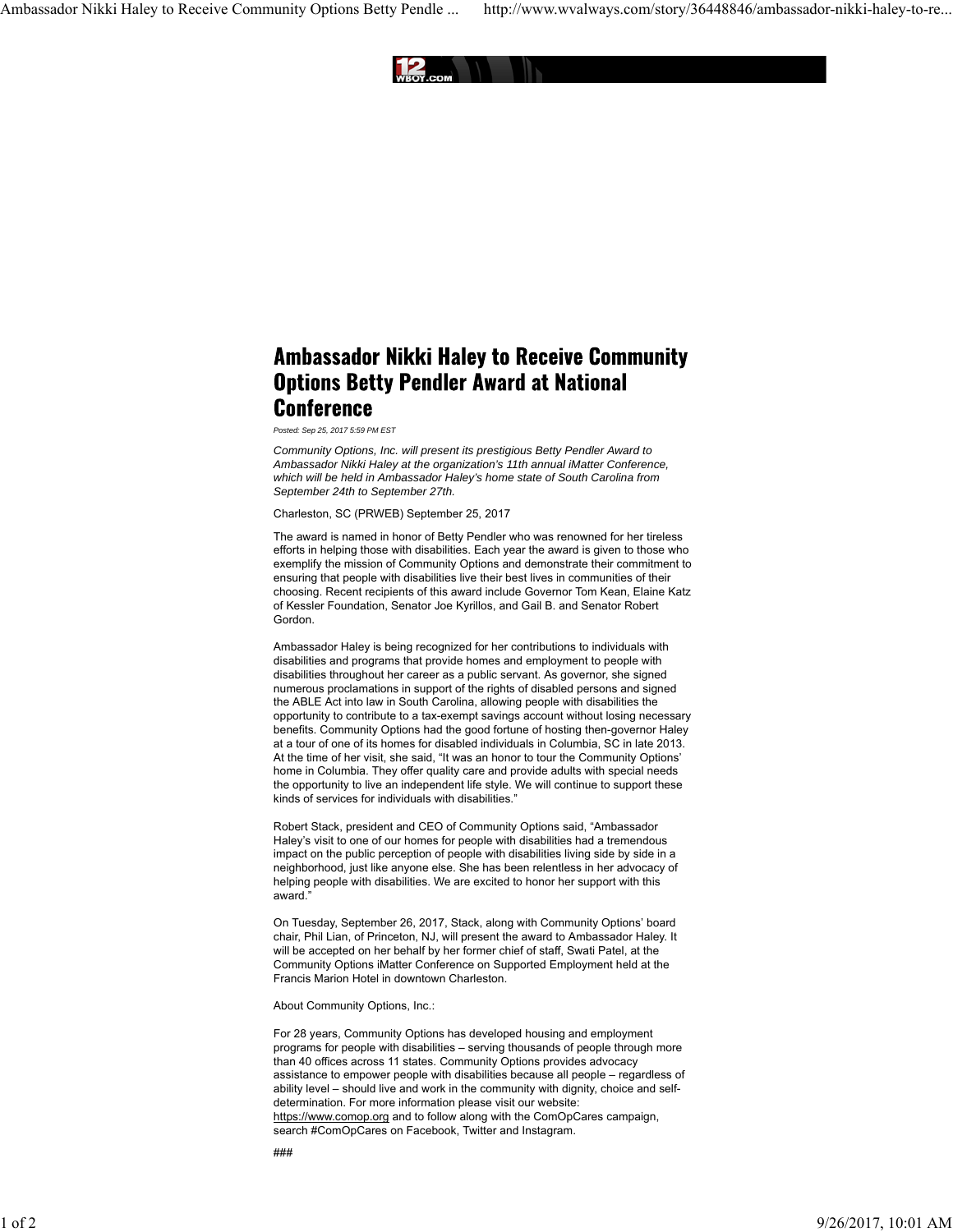# Ambassador Nikki Haley to Receive Community Options Betty Pendler Award at National Conference

*Posted: Sep 25, 2017 5:59 PM EST*

*Community Options, Inc. will present its prestigious Betty Pendler Award to Ambassador Nikki Haley at the organization's 11th annual iMatter Conference, which will be held in Ambassador Haley's home state of South Carolina from September 24th to September 27th.*

Charleston, SC (PRWEB) September 25, 2017

The award is named in honor of Betty Pendler who was renowned for her tireless efforts in helping those with disabilities. Each year the award is given to those who exemplify the mission of Community Options and demonstrate their commitment to ensuring that people with disabilities live their best lives in communities of their choosing. Recent recipients of this award include Governor Tom Kean, Elaine Katz of Kessler Foundation, Senator Joe Kyrillos, and Gail B. and Senator Robert Gordon.

Ambassador Haley is being recognized for her contributions to individuals with disabilities and programs that provide homes and employment to people with disabilities throughout her career as a public servant. As governor, she signed numerous proclamations in support of the rights of disabled persons and signed the ABLE Act into law in South Carolina, allowing people with disabilities the opportunity to contribute to a tax-exempt savings account without losing necessary benefits. Community Options had the good fortune of hosting then-governor Haley at a tour of one of its homes for disabled individuals in Columbia, SC in late 2013. At the time of her visit, she said, "It was an honor to tour the Community Options' home in Columbia. They offer quality care and provide adults with special needs the opportunity to live an independent life style. We will continue to support these kinds of services for individuals with disabilities."

Robert Stack, president and CEO of Community Options said, "Ambassador Haley's visit to one of our homes for people with disabilities had a tremendous impact on the public perception of people with disabilities living side by side in a neighborhood, just like anyone else. She has been relentless in her advocacy of helping people with disabilities. We are excited to honor her support with this award."

On Tuesday, September 26, 2017, Stack, along with Community Options' board chair, Phil Lian, of Princeton, NJ, will present the award to Ambassador Haley. It will be accepted on her behalf by her former chief of staff, Swati Patel, at the Community Options iMatter Conference on Supported Employment held at the Francis Marion Hotel in downtown Charleston.

About Community Options, Inc.:

For 28 years, Community Options has developed housing and employment programs for people with disabilities – serving thousands of people through more than 40 offices across 11 states. Community Options provides advocacy assistance to empower people with disabilities because all people – regardless of ability level – should live and work in the community with dignity, choice and self-determination. For more information please visit our website: https://www.comop.org and to follow along with the ComOpCares campaign, search #ComOpCares on Facebook, Twitter and Instagram.

###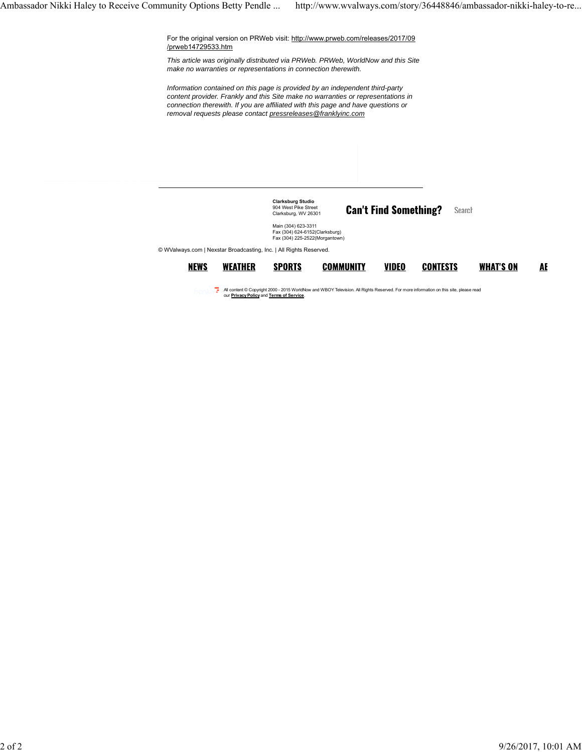For the original version on PRWeb visit: http://www.prweb.com/releases/2017/09/prweb14729533.htm

*This article was originally distributed via PRWeb. PRWeb, WorldNow and this Site make no warranties or representations in connection therewith.*

*Information contained on this page is provided by an independent third-party content provider. Frankly and this Site make no warranties or representations in connection therewith. If you are affiliated with this page and have questions or removal requests please contact pressreleases@franklyinc.com*

**Clarksburg Studio**
904 West Pike Street
Clarksburg, WV 26301

Main (304) 623-3311
Fax (304) 624-6152(Clarksburg)
Fax (304) 225-2522(Morgantown)

**Can't Find Something?** Search

© WValways.com | Nexstar Broadcasting, Inc. | All Rights Reserved.

**NEWS** **WEATHER** **SPORTS** **COMMUNITY** **VIDEO** **CONTESTS** **WHAT'S ON** **AE**

All content © Copyright 2000 - 2015 WorldNow and WBOY Television. All Rights Reserved. For more information on this site, please read our **Privacy Policy** and **Terms of Service**.